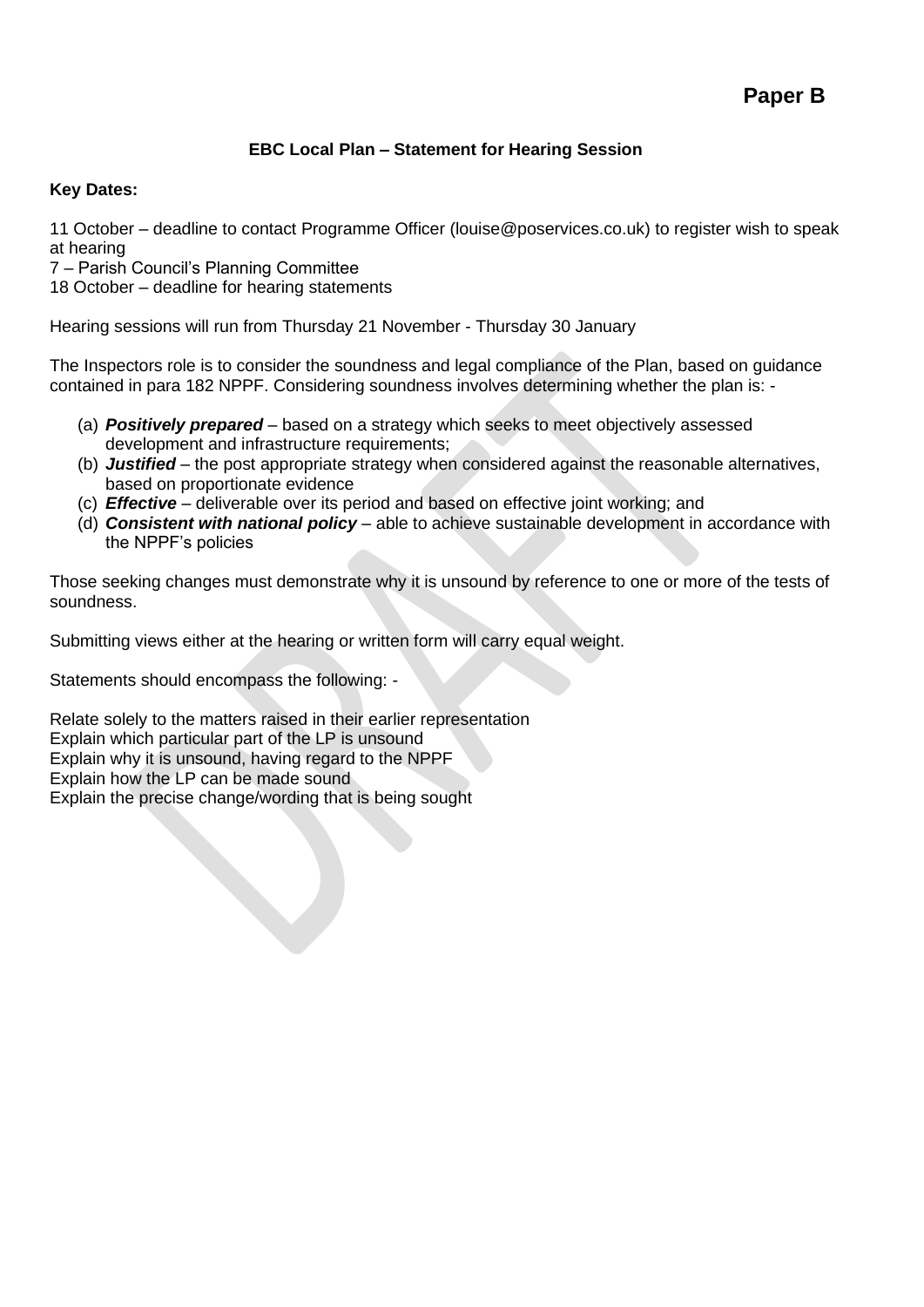**Paper B**

**EBC Local Plan – Statement for Hearing Session**

**Key Dates:**

11 October – deadline to contact Programme Officer (louise@poservices.co.uk) to register wish to speak at hearing
7 – Parish Council's Planning Committee
18 October – deadline for hearing statements

Hearing sessions will run from Thursday 21 November - Thursday 30 January

The Inspectors role is to consider the soundness and legal compliance of the Plan, based on guidance contained in para 182 NPPF. Considering soundness involves determining whether the plan is: -

(a) ***Positively prepared*** – based on a strategy which seeks to meet objectively assessed development and infrastructure requirements;
(b) ***Justified*** – the post appropriate strategy when considered against the reasonable alternatives, based on proportionate evidence
(c) ***Effective*** – deliverable over its period and based on effective joint working; and
(d) ***Consistent with national policy*** – able to achieve sustainable development in accordance with the NPPF's policies

Those seeking changes must demonstrate why it is unsound by reference to one or more of the tests of soundness.

Submitting views either at the hearing or written form will carry equal weight.

Statements should encompass the following: -

Relate solely to the matters raised in their earlier representation
Explain which particular part of the LP is unsound
Explain why it is unsound, having regard to the NPPF
Explain how the LP can be made sound
Explain the precise change/wording that is being sought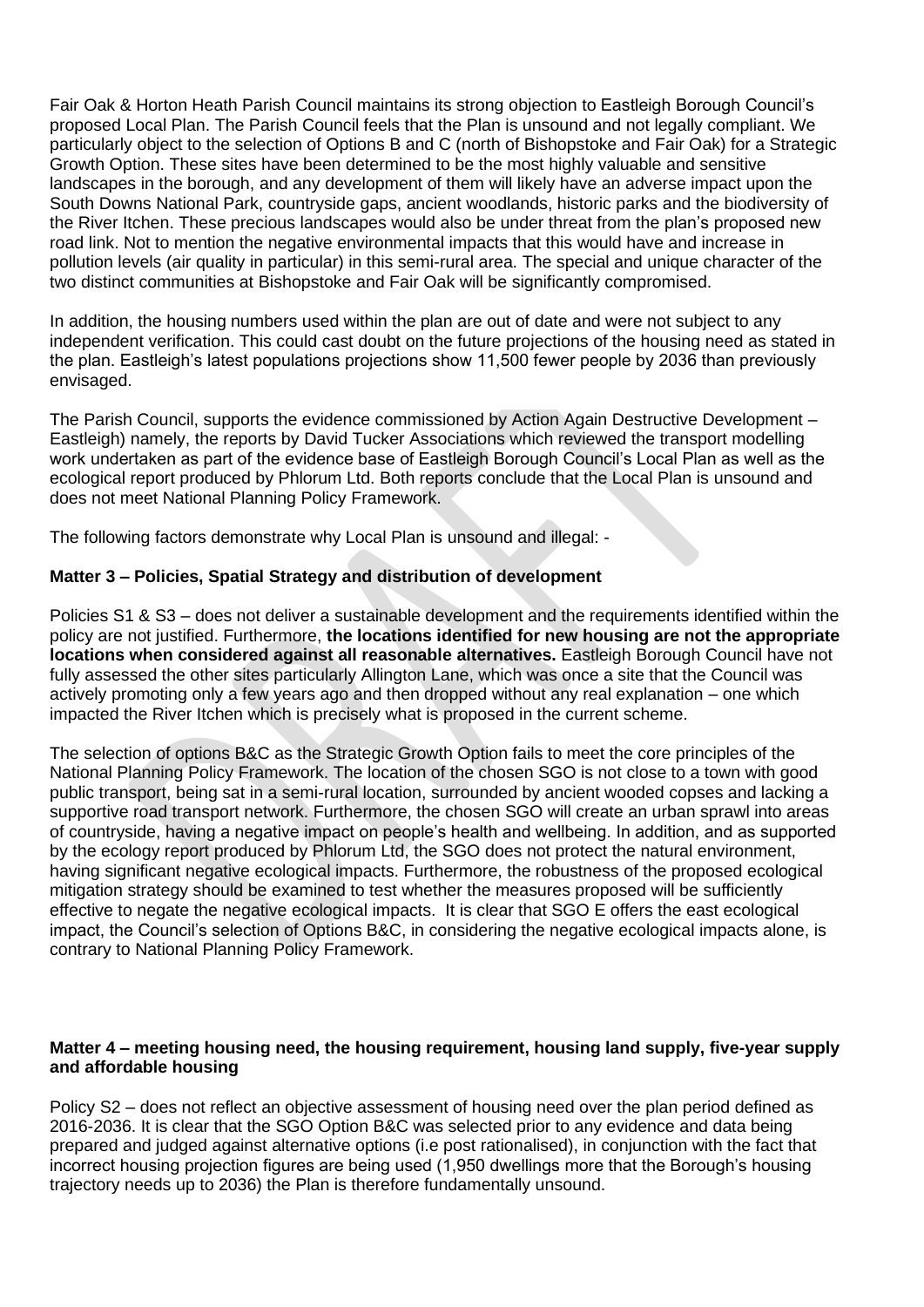Fair Oak & Horton Heath Parish Council maintains its strong objection to Eastleigh Borough Council's proposed Local Plan. The Parish Council feels that the Plan is unsound and not legally compliant. We particularly object to the selection of Options B and C (north of Bishopstoke and Fair Oak) for a Strategic Growth Option. These sites have been determined to be the most highly valuable and sensitive landscapes in the borough, and any development of them will likely have an adverse impact upon the South Downs National Park, countryside gaps, ancient woodlands, historic parks and the biodiversity of the River Itchen. These precious landscapes would also be under threat from the plan's proposed new road link. Not to mention the negative environmental impacts that this would have and increase in pollution levels (air quality in particular) in this semi-rural area. The special and unique character of the two distinct communities at Bishopstoke and Fair Oak will be significantly compromised.

In addition, the housing numbers used within the plan are out of date and were not subject to any independent verification. This could cast doubt on the future projections of the housing need as stated in the plan. Eastleigh's latest populations projections show 11,500 fewer people by 2036 than previously envisaged.

The Parish Council, supports the evidence commissioned by Action Again Destructive Development – Eastleigh) namely, the reports by David Tucker Associations which reviewed the transport modelling work undertaken as part of the evidence base of Eastleigh Borough Council's Local Plan as well as the ecological report produced by Phlorum Ltd. Both reports conclude that the Local Plan is unsound and does not meet National Planning Policy Framework.

The following factors demonstrate why Local Plan is unsound and illegal: -

**Matter 3 – Policies, Spatial Strategy and distribution of development**

Policies S1 & S3 – does not deliver a sustainable development and the requirements identified within the policy are not justified. Furthermore, **the locations identified for new housing are not the appropriate locations when considered against all reasonable alternatives.** Eastleigh Borough Council have not fully assessed the other sites particularly Allington Lane, which was once a site that the Council was actively promoting only a few years ago and then dropped without any real explanation – one which impacted the River Itchen which is precisely what is proposed in the current scheme.

The selection of options B&C as the Strategic Growth Option fails to meet the core principles of the National Planning Policy Framework. The location of the chosen SGO is not close to a town with good public transport, being sat in a semi-rural location, surrounded by ancient wooded copses and lacking a supportive road transport network. Furthermore, the chosen SGO will create an urban sprawl into areas of countryside, having a negative impact on people's health and wellbeing. In addition, and as supported by the ecology report produced by Phlorum Ltd, the SGO does not protect the natural environment, having significant negative ecological impacts. Furthermore, the robustness of the proposed ecological mitigation strategy should be examined to test whether the measures proposed will be sufficiently effective to negate the negative ecological impacts. It is clear that SGO E offers the east ecological impact, the Council's selection of Options B&C, in considering the negative ecological impacts alone, is contrary to National Planning Policy Framework.

**Matter 4 – meeting housing need, the housing requirement, housing land supply, five-year supply and affordable housing**

Policy S2 – does not reflect an objective assessment of housing need over the plan period defined as 2016-2036. It is clear that the SGO Option B&C was selected prior to any evidence and data being prepared and judged against alternative options (i.e post rationalised), in conjunction with the fact that incorrect housing projection figures are being used (1,950 dwellings more that the Borough's housing trajectory needs up to 2036) the Plan is therefore fundamentally unsound.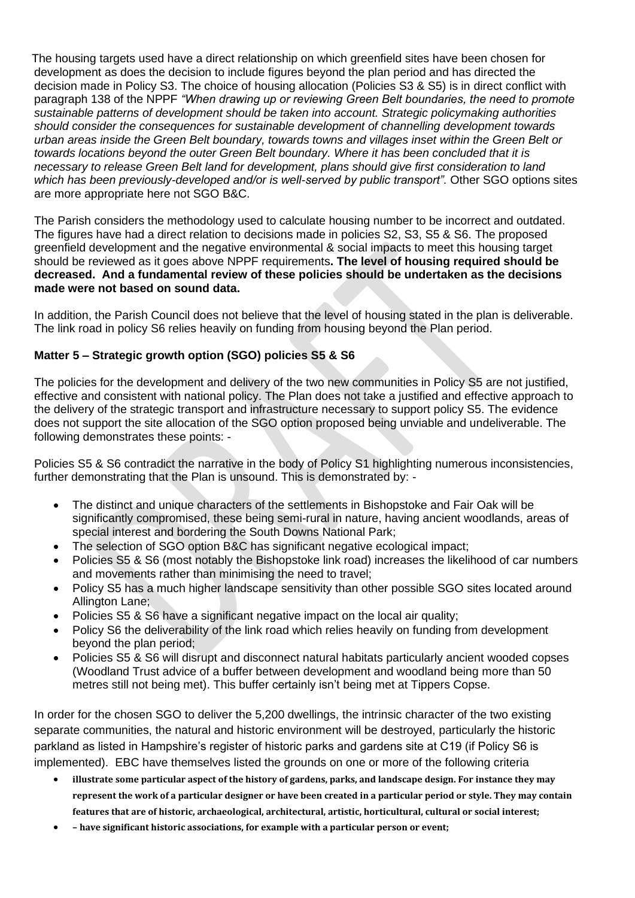The housing targets used have a direct relationship on which greenfield sites have been chosen for development as does the decision to include figures beyond the plan period and has directed the decision made in Policy S3. The choice of housing allocation (Policies S3 & S5) is in direct conflict with paragraph 138 of the NPPF *"When drawing up or reviewing Green Belt boundaries, the need to promote sustainable patterns of development should be taken into account. Strategic policymaking authorities should consider the consequences for sustainable development of channelling development towards urban areas inside the Green Belt boundary, towards towns and villages inset within the Green Belt or towards locations beyond the outer Green Belt boundary. Where it has been concluded that it is necessary to release Green Belt land for development, plans should give first consideration to land which has been previously-developed and/or is well-served by public transport".* Other SGO options sites are more appropriate here not SGO B&C.

The Parish considers the methodology used to calculate housing number to be incorrect and outdated. The figures have had a direct relation to decisions made in policies S2, S3, S5 & S6. The proposed greenfield development and the negative environmental & social impacts to meet this housing target should be reviewed as it goes above NPPF requirements**. The level of housing required should be decreased. And a fundamental review of these policies should be undertaken as the decisions made were not based on sound data.**

In addition, the Parish Council does not believe that the level of housing stated in the plan is deliverable. The link road in policy S6 relies heavily on funding from housing beyond the Plan period.

**Matter 5 – Strategic growth option (SGO) policies S5 & S6**

The policies for the development and delivery of the two new communities in Policy S5 are not justified, effective and consistent with national policy. The Plan does not take a justified and effective approach to the delivery of the strategic transport and infrastructure necessary to support policy S5. The evidence does not support the site allocation of the SGO option proposed being unviable and undeliverable. The following demonstrates these points: -

Policies S5 & S6 contradict the narrative in the body of Policy S1 highlighting numerous inconsistencies, further demonstrating that the Plan is unsound. This is demonstrated by: -

- The distinct and unique characters of the settlements in Bishopstoke and Fair Oak will be significantly compromised, these being semi-rural in nature, having ancient woodlands, areas of special interest and bordering the South Downs National Park;
- The selection of SGO option B&C has significant negative ecological impact;
- Policies S5 & S6 (most notably the Bishopstoke link road) increases the likelihood of car numbers and movements rather than minimising the need to travel;
- Policy S5 has a much higher landscape sensitivity than other possible SGO sites located around Allington Lane;
- Policies S5 & S6 have a significant negative impact on the local air quality;
- Policy S6 the deliverability of the link road which relies heavily on funding from development beyond the plan period;
- Policies S5 & S6 will disrupt and disconnect natural habitats particularly ancient wooded copses (Woodland Trust advice of a buffer between development and woodland being more than 50 metres still not being met). This buffer certainly isn't being met at Tippers Copse.

In order for the chosen SGO to deliver the 5,200 dwellings, the intrinsic character of the two existing separate communities, the natural and historic environment will be destroyed, particularly the historic parkland as listed in Hampshire's register of historic parks and gardens site at C19 (if Policy S6 is implemented). EBC have themselves listed the grounds on one or more of the following criteria

- **illustrate some particular aspect of the history of gardens, parks, and landscape design. For instance they may represent the work of a particular designer or have been created in a particular period or style. They may contain features that are of historic, archaeological, architectural, artistic, horticultural, cultural or social interest;**
- **– have significant historic associations, for example with a particular person or event;**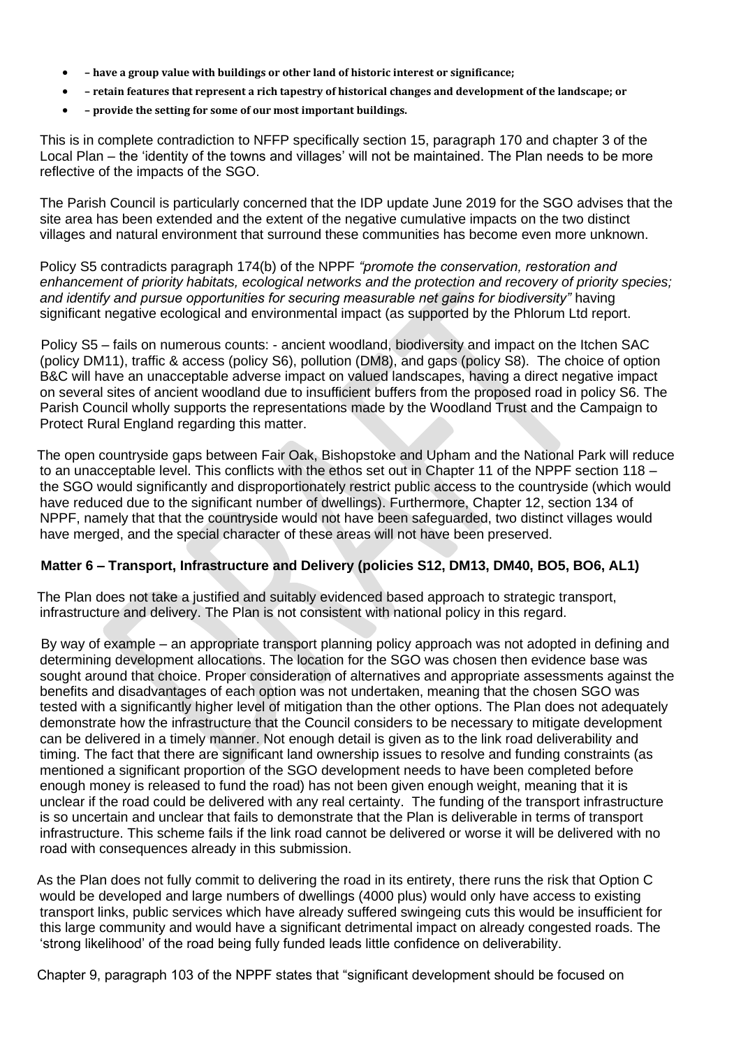- **– have a group value with buildings or other land of historic interest or significance;**
- **– retain features that represent a rich tapestry of historical changes and development of the landscape; or**
- **– provide the setting for some of our most important buildings.**

This is in complete contradiction to NFFP specifically section 15, paragraph 170 and chapter 3 of the Local Plan – the 'identity of the towns and villages' will not be maintained. The Plan needs to be more reflective of the impacts of the SGO.

The Parish Council is particularly concerned that the IDP update June 2019 for the SGO advises that the site area has been extended and the extent of the negative cumulative impacts on the two distinct villages and natural environment that surround these communities has become even more unknown.

Policy S5 contradicts paragraph 174(b) of the NPPF *"promote the conservation, restoration and enhancement of priority habitats, ecological networks and the protection and recovery of priority species; and identify and pursue opportunities for securing measurable net gains for biodiversity"* having significant negative ecological and environmental impact (as supported by the Phlorum Ltd report.

Policy S5 – fails on numerous counts: - ancient woodland, biodiversity and impact on the Itchen SAC (policy DM11), traffic & access (policy S6), pollution (DM8), and gaps (policy S8). The choice of option B&C will have an unacceptable adverse impact on valued landscapes, having a direct negative impact on several sites of ancient woodland due to insufficient buffers from the proposed road in policy S6. The Parish Council wholly supports the representations made by the Woodland Trust and the Campaign to Protect Rural England regarding this matter.

The open countryside gaps between Fair Oak, Bishopstoke and Upham and the National Park will reduce to an unacceptable level. This conflicts with the ethos set out in Chapter 11 of the NPPF section 118 – the SGO would significantly and disproportionately restrict public access to the countryside (which would have reduced due to the significant number of dwellings). Furthermore, Chapter 12, section 134 of NPPF, namely that that the countryside would not have been safeguarded, two distinct villages would have merged, and the special character of these areas will not have been preserved.

**Matter 6 – Transport, Infrastructure and Delivery (policies S12, DM13, DM40, BO5, BO6, AL1)**

The Plan does not take a justified and suitably evidenced based approach to strategic transport, infrastructure and delivery. The Plan is not consistent with national policy in this regard.

By way of example – an appropriate transport planning policy approach was not adopted in defining and determining development allocations. The location for the SGO was chosen then evidence base was sought around that choice. Proper consideration of alternatives and appropriate assessments against the benefits and disadvantages of each option was not undertaken, meaning that the chosen SGO was tested with a significantly higher level of mitigation than the other options. The Plan does not adequately demonstrate how the infrastructure that the Council considers to be necessary to mitigate development can be delivered in a timely manner. Not enough detail is given as to the link road deliverability and timing. The fact that there are significant land ownership issues to resolve and funding constraints (as mentioned a significant proportion of the SGO development needs to have been completed before enough money is released to fund the road) has not been given enough weight, meaning that it is unclear if the road could be delivered with any real certainty. The funding of the transport infrastructure is so uncertain and unclear that fails to demonstrate that the Plan is deliverable in terms of transport infrastructure. This scheme fails if the link road cannot be delivered or worse it will be delivered with no road with consequences already in this submission.

As the Plan does not fully commit to delivering the road in its entirety, there runs the risk that Option C would be developed and large numbers of dwellings (4000 plus) would only have access to existing transport links, public services which have already suffered swingeing cuts this would be insufficient for this large community and would have a significant detrimental impact on already congested roads. The 'strong likelihood' of the road being fully funded leads little confidence on deliverability.

Chapter 9, paragraph 103 of the NPPF states that "significant development should be focused on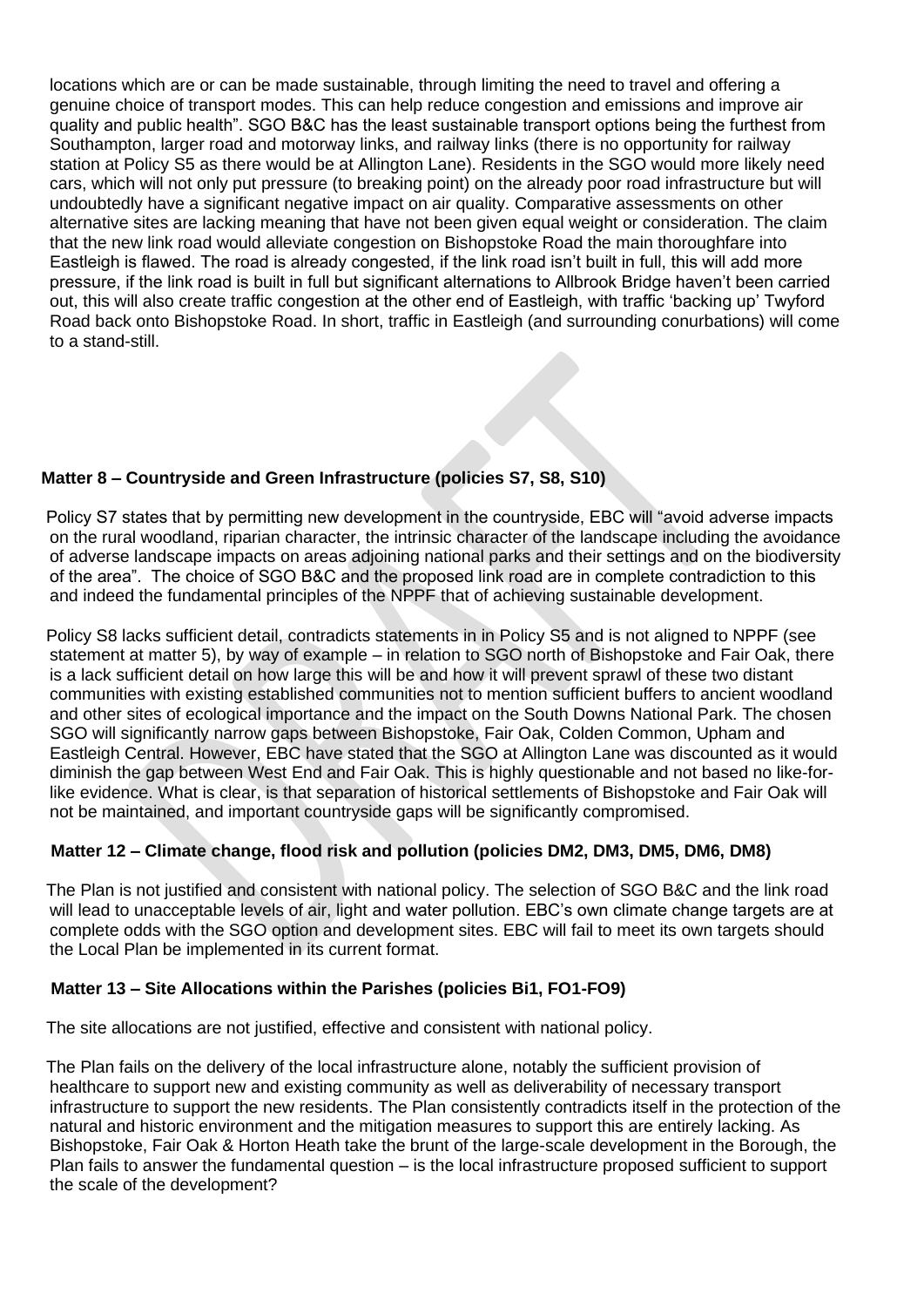locations which are or can be made sustainable, through limiting the need to travel and offering a genuine choice of transport modes. This can help reduce congestion and emissions and improve air quality and public health". SGO B&C has the least sustainable transport options being the furthest from Southampton, larger road and motorway links, and railway links (there is no opportunity for railway station at Policy S5 as there would be at Allington Lane). Residents in the SGO would more likely need cars, which will not only put pressure (to breaking point) on the already poor road infrastructure but will undoubtedly have a significant negative impact on air quality. Comparative assessments on other alternative sites are lacking meaning that have not been given equal weight or consideration. The claim that the new link road would alleviate congestion on Bishopstoke Road the main thoroughfare into Eastleigh is flawed. The road is already congested, if the link road isn't built in full, this will add more pressure, if the link road is built in full but significant alternations to Allbrook Bridge haven't been carried out, this will also create traffic congestion at the other end of Eastleigh, with traffic 'backing up' Twyford Road back onto Bishopstoke Road. In short, traffic in Eastleigh (and surrounding conurbations) will come to a stand-still.

**Matter 8 – Countryside and Green Infrastructure (policies S7, S8, S10)**

Policy S7 states that by permitting new development in the countryside, EBC will "avoid adverse impacts on the rural woodland, riparian character, the intrinsic character of the landscape including the avoidance of adverse landscape impacts on areas adjoining national parks and their settings and on the biodiversity of the area". The choice of SGO B&C and the proposed link road are in complete contradiction to this and indeed the fundamental principles of the NPPF that of achieving sustainable development.

Policy S8 lacks sufficient detail, contradicts statements in in Policy S5 and is not aligned to NPPF (see statement at matter 5), by way of example – in relation to SGO north of Bishopstoke and Fair Oak, there is a lack sufficient detail on how large this will be and how it will prevent sprawl of these two distant communities with existing established communities not to mention sufficient buffers to ancient woodland and other sites of ecological importance and the impact on the South Downs National Park. The chosen SGO will significantly narrow gaps between Bishopstoke, Fair Oak, Colden Common, Upham and Eastleigh Central. However, EBC have stated that the SGO at Allington Lane was discounted as it would diminish the gap between West End and Fair Oak. This is highly questionable and not based no like-for-like evidence. What is clear, is that separation of historical settlements of Bishopstoke and Fair Oak will not be maintained, and important countryside gaps will be significantly compromised.

**Matter 12 – Climate change, flood risk and pollution (policies DM2, DM3, DM5, DM6, DM8)**

The Plan is not justified and consistent with national policy. The selection of SGO B&C and the link road will lead to unacceptable levels of air, light and water pollution. EBC's own climate change targets are at complete odds with the SGO option and development sites. EBC will fail to meet its own targets should the Local Plan be implemented in its current format.

**Matter 13 – Site Allocations within the Parishes (policies Bi1, FO1-FO9)**

The site allocations are not justified, effective and consistent with national policy.

The Plan fails on the delivery of the local infrastructure alone, notably the sufficient provision of healthcare to support new and existing community as well as deliverability of necessary transport infrastructure to support the new residents. The Plan consistently contradicts itself in the protection of the natural and historic environment and the mitigation measures to support this are entirely lacking. As Bishopstoke, Fair Oak & Horton Heath take the brunt of the large-scale development in the Borough, the Plan fails to answer the fundamental question – is the local infrastructure proposed sufficient to support the scale of the development?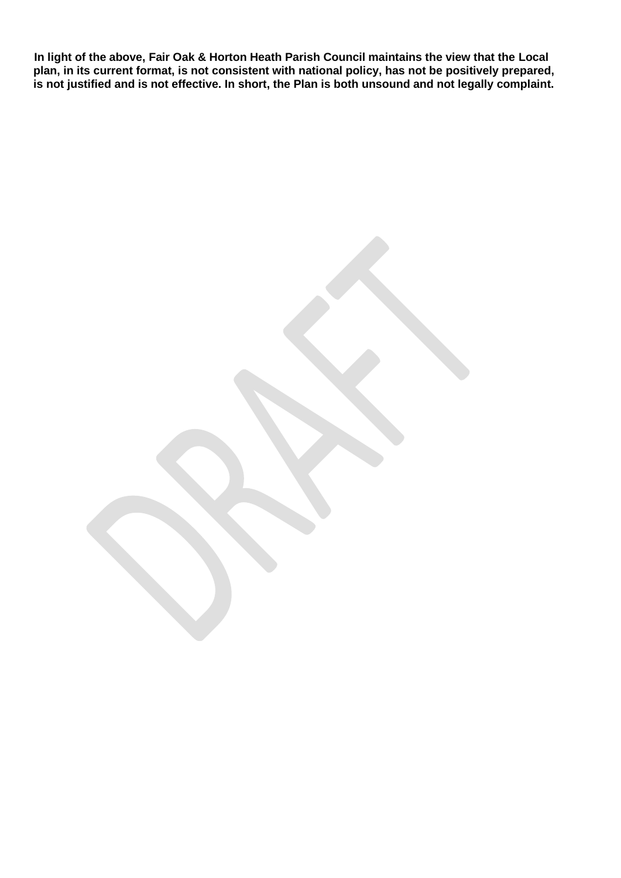**In light of the above, Fair Oak & Horton Heath Parish Council maintains the view that the Local plan, in its current format, is not consistent with national policy, has not be positively prepared, is not justified and is not effective. In short, the Plan is both unsound and not legally complaint.**